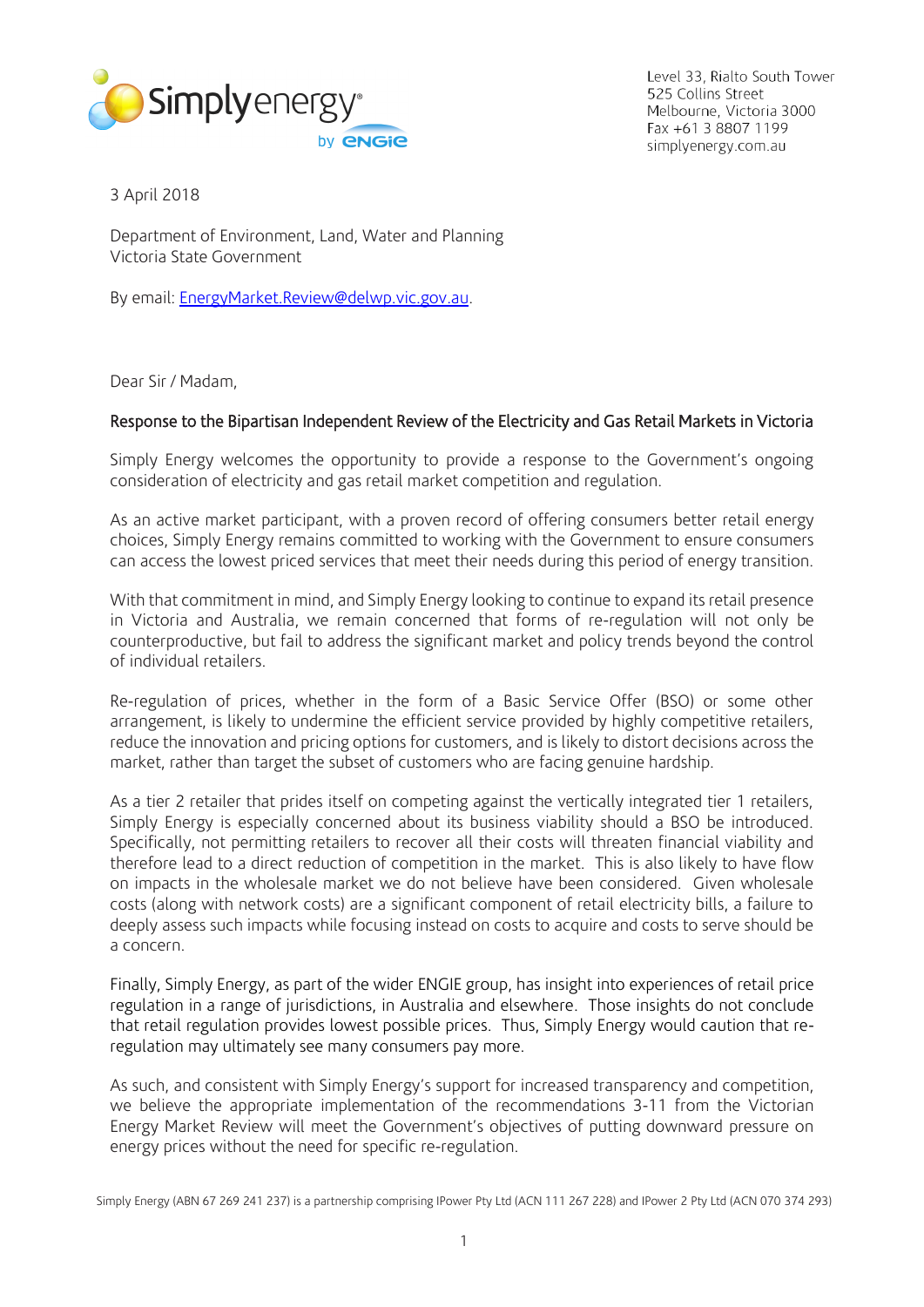Level 33, Rialto South Tower
525 Collins Street
Melbourne, Victoria 3000
Fax +61 3 8807 1199
simplyenergy.com.au

3 April 2018

Department of Environment, Land, Water and Planning
Victoria State Government

By email: EnergyMarket.Review@delwp.vic.gov.au.

Dear Sir / Madam,

**Response to the Bipartisan Independent Review of the Electricity and Gas Retail Markets in Victoria**

Simply Energy welcomes the opportunity to provide a response to the Government's ongoing consideration of electricity and gas retail market competition and regulation.

As an active market participant, with a proven record of offering consumers better retail energy choices, Simply Energy remains committed to working with the Government to ensure consumers can access the lowest priced services that meet their needs during this period of energy transition.

With that commitment in mind, and Simply Energy looking to continue to expand its retail presence in Victoria and Australia, we remain concerned that forms of re-regulation will not only be counterproductive, but fail to address the significant market and policy trends beyond the control of individual retailers.

Re-regulation of prices, whether in the form of a Basic Service Offer (BSO) or some other arrangement, is likely to undermine the efficient service provided by highly competitive retailers, reduce the innovation and pricing options for customers, and is likely to distort decisions across the market, rather than target the subset of customers who are facing genuine hardship.

As a tier 2 retailer that prides itself on competing against the vertically integrated tier 1 retailers, Simply Energy is especially concerned about its business viability should a BSO be introduced. Specifically, not permitting retailers to recover all their costs will threaten financial viability and therefore lead to a direct reduction of competition in the market. This is also likely to have flow on impacts in the wholesale market we do not believe have been considered. Given wholesale costs (along with network costs) are a significant component of retail electricity bills, a failure to deeply assess such impacts while focusing instead on costs to acquire and costs to serve should be a concern.

Finally, Simply Energy, as part of the wider ENGIE group, has insight into experiences of retail price regulation in a range of jurisdictions, in Australia and elsewhere. Those insights do not conclude that retail regulation provides lowest possible prices. Thus, Simply Energy would caution that re-regulation may ultimately see many consumers pay more.

As such, and consistent with Simply Energy's support for increased transparency and competition, we believe the appropriate implementation of the recommendations 3-11 from the Victorian Energy Market Review will meet the Government's objectives of putting downward pressure on energy prices without the need for specific re-regulation.

Simply Energy (ABN 67 269 241 237) is a partnership comprising IPower Pty Ltd (ACN 111 267 228) and IPower 2 Pty Ltd (ACN 070 374 293)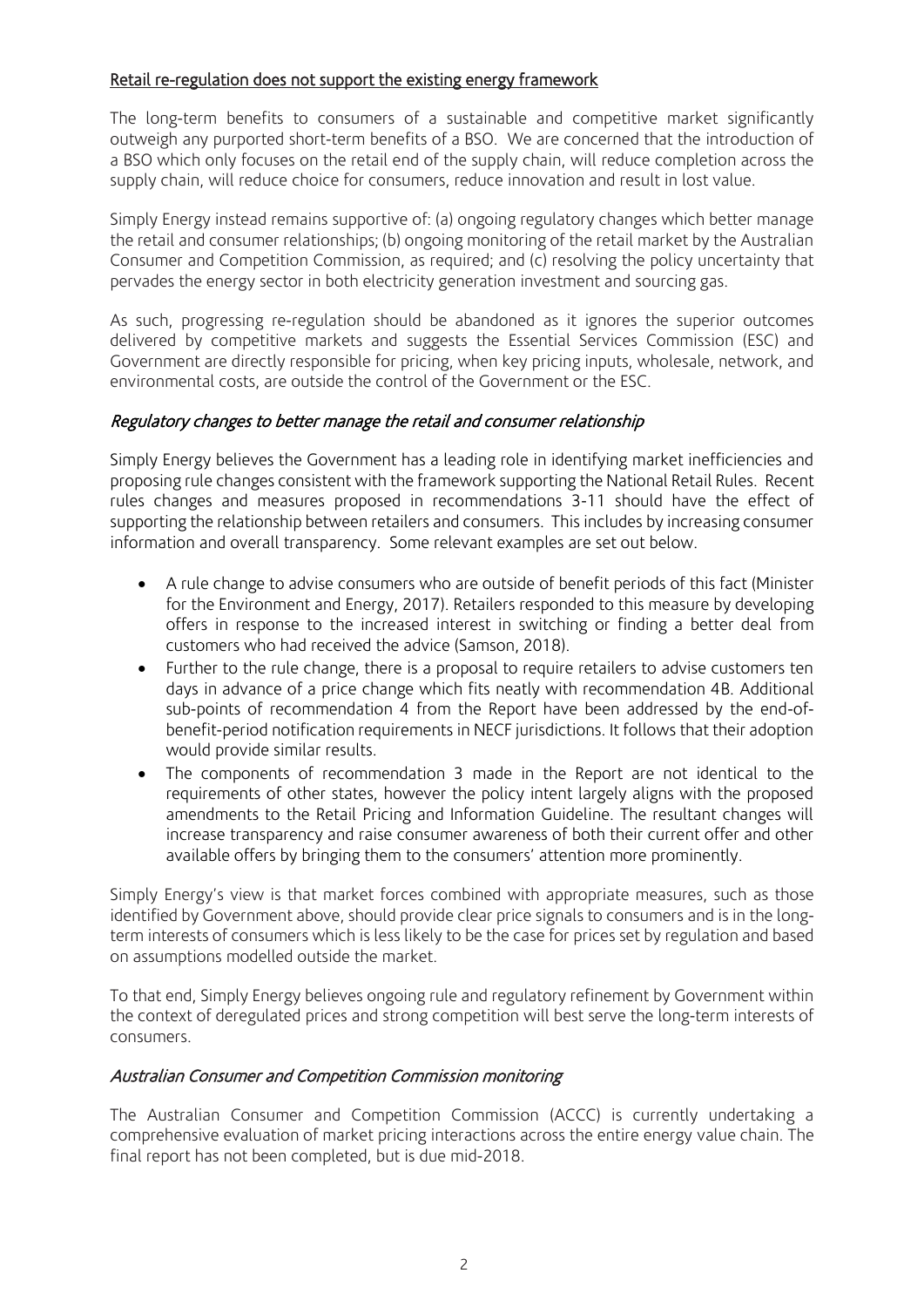## Retail re-regulation does not support the existing energy framework

The long-term benefits to consumers of a sustainable and competitive market significantly outweigh any purported short-term benefits of a BSO. We are concerned that the introduction of a BSO which only focuses on the retail end of the supply chain, will reduce completion across the supply chain, will reduce choice for consumers, reduce innovation and result in lost value.

Simply Energy instead remains supportive of: (a) ongoing regulatory changes which better manage the retail and consumer relationships; (b) ongoing monitoring of the retail market by the Australian Consumer and Competition Commission, as required; and (c) resolving the policy uncertainty that pervades the energy sector in both electricity generation investment and sourcing gas.

As such, progressing re-regulation should be abandoned as it ignores the superior outcomes delivered by competitive markets and suggests the Essential Services Commission (ESC) and Government are directly responsible for pricing, when key pricing inputs, wholesale, network, and environmental costs, are outside the control of the Government or the ESC.

### *Regulatory changes to better manage the retail and consumer relationship*

Simply Energy believes the Government has a leading role in identifying market inefficiencies and proposing rule changes consistent with the framework supporting the National Retail Rules. Recent rules changes and measures proposed in recommendations 3-11 should have the effect of supporting the relationship between retailers and consumers. This includes by increasing consumer information and overall transparency. Some relevant examples are set out below.

- A rule change to advise consumers who are outside of benefit periods of this fact (Minister for the Environment and Energy, 2017). Retailers responded to this measure by developing offers in response to the increased interest in switching or finding a better deal from customers who had received the advice (Samson, 2018).
- Further to the rule change, there is a proposal to require retailers to advise customers ten days in advance of a price change which fits neatly with recommendation 4B. Additional sub-points of recommendation 4 from the Report have been addressed by the end-of-benefit-period notification requirements in NECF jurisdictions. It follows that their adoption would provide similar results.
- The components of recommendation 3 made in the Report are not identical to the requirements of other states, however the policy intent largely aligns with the proposed amendments to the Retail Pricing and Information Guideline. The resultant changes will increase transparency and raise consumer awareness of both their current offer and other available offers by bringing them to the consumers' attention more prominently.

Simply Energy's view is that market forces combined with appropriate measures, such as those identified by Government above, should provide clear price signals to consumers and is in the long-term interests of consumers which is less likely to be the case for prices set by regulation and based on assumptions modelled outside the market.

To that end, Simply Energy believes ongoing rule and regulatory refinement by Government within the context of deregulated prices and strong competition will best serve the long-term interests of consumers.

### *Australian Consumer and Competition Commission monitoring*

The Australian Consumer and Competition Commission (ACCC) is currently undertaking a comprehensive evaluation of market pricing interactions across the entire energy value chain. The final report has not been completed, but is due mid-2018.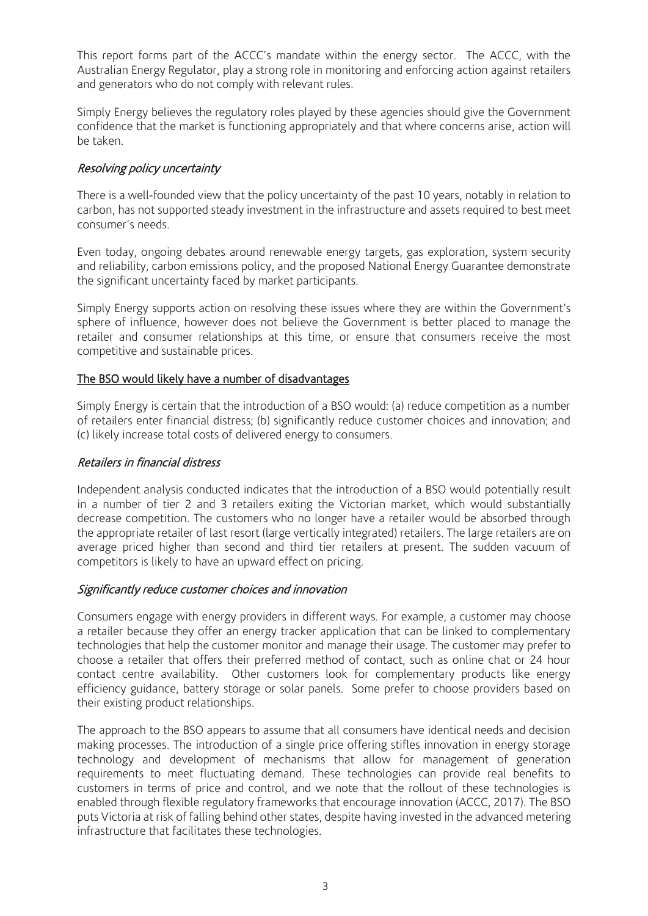This report forms part of the ACCC's mandate within the energy sector. The ACCC, with the Australian Energy Regulator, play a strong role in monitoring and enforcing action against retailers and generators who do not comply with relevant rules.

Simply Energy believes the regulatory roles played by these agencies should give the Government confidence that the market is functioning appropriately and that where concerns arise, action will be taken.

### *Resolving policy uncertainty*

There is a well-founded view that the policy uncertainty of the past 10 years, notably in relation to carbon, has not supported steady investment in the infrastructure and assets required to best meet consumer's needs.

Even today, ongoing debates around renewable energy targets, gas exploration, system security and reliability, carbon emissions policy, and the proposed National Energy Guarantee demonstrate the significant uncertainty faced by market participants.

Simply Energy supports action on resolving these issues where they are within the Government's sphere of influence, however does not believe the Government is better placed to manage the retailer and consumer relationships at this time, or ensure that consumers receive the most competitive and sustainable prices.

## The BSO would likely have a number of disadvantages

Simply Energy is certain that the introduction of a BSO would: (a) reduce competition as a number of retailers enter financial distress; (b) significantly reduce customer choices and innovation; and (c) likely increase total costs of delivered energy to consumers.

### *Retailers in financial distress*

Independent analysis conducted indicates that the introduction of a BSO would potentially result in a number of tier 2 and 3 retailers exiting the Victorian market, which would substantially decrease competition. The customers who no longer have a retailer would be absorbed through the appropriate retailer of last resort (large vertically integrated) retailers. The large retailers are on average priced higher than second and third tier retailers at present. The sudden vacuum of competitors is likely to have an upward effect on pricing.

### *Significantly reduce customer choices and innovation*

Consumers engage with energy providers in different ways. For example, a customer may choose a retailer because they offer an energy tracker application that can be linked to complementary technologies that help the customer monitor and manage their usage. The customer may prefer to choose a retailer that offers their preferred method of contact, such as online chat or 24 hour contact centre availability. Other customers look for complementary products like energy efficiency guidance, battery storage or solar panels. Some prefer to choose providers based on their existing product relationships.

The approach to the BSO appears to assume that all consumers have identical needs and decision making processes. The introduction of a single price offering stifles innovation in energy storage technology and development of mechanisms that allow for management of generation requirements to meet fluctuating demand. These technologies can provide real benefits to customers in terms of price and control, and we note that the rollout of these technologies is enabled through flexible regulatory frameworks that encourage innovation (ACCC, 2017). The BSO puts Victoria at risk of falling behind other states, despite having invested in the advanced metering infrastructure that facilitates these technologies.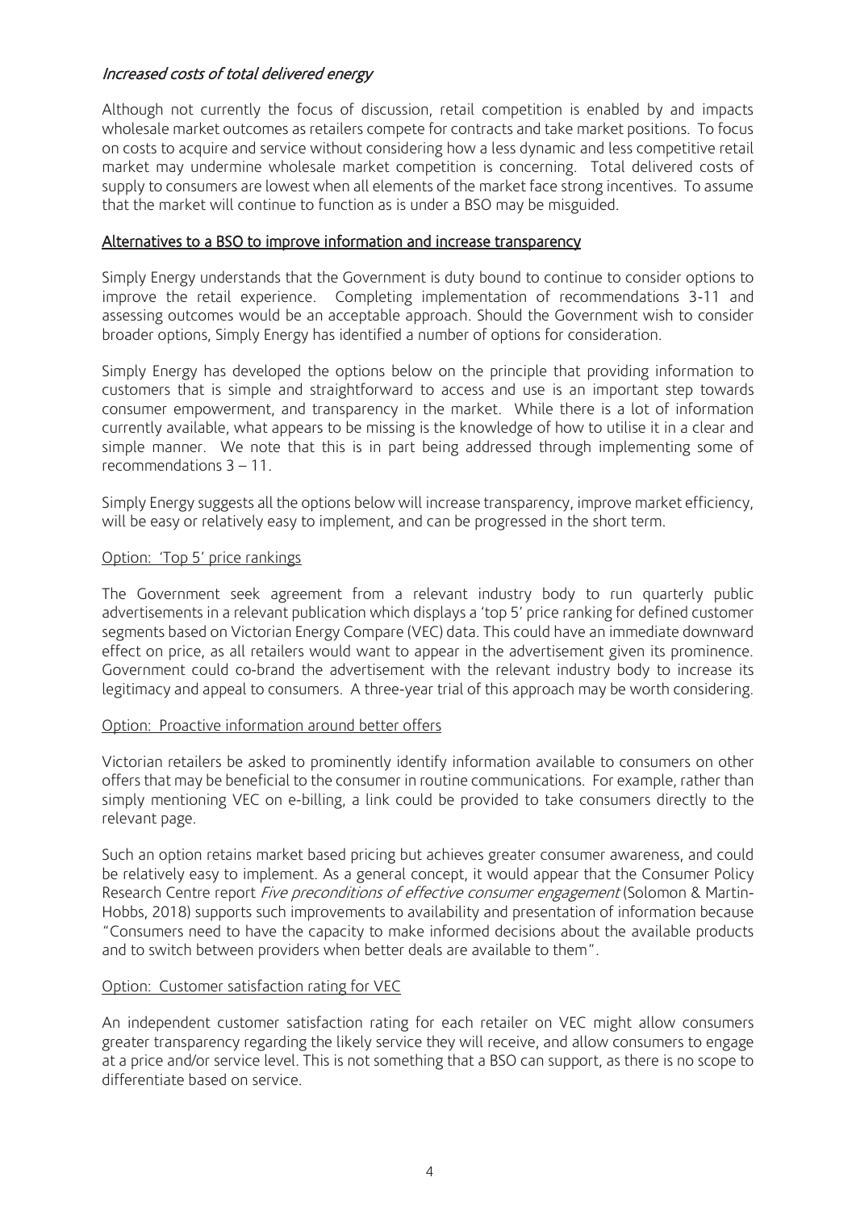*Increased costs of total delivered energy*

Although not currently the focus of discussion, retail competition is enabled by and impacts wholesale market outcomes as retailers compete for contracts and take market positions. To focus on costs to acquire and service without considering how a less dynamic and less competitive retail market may undermine wholesale market competition is concerning. Total delivered costs of supply to consumers are lowest when all elements of the market face strong incentives. To assume that the market will continue to function as is under a BSO may be misguided.

## Alternatives to a BSO to improve information and increase transparency

Simply Energy understands that the Government is duty bound to continue to consider options to improve the retail experience. Completing implementation of recommendations 3-11 and assessing outcomes would be an acceptable approach. Should the Government wish to consider broader options, Simply Energy has identified a number of options for consideration.

Simply Energy has developed the options below on the principle that providing information to customers that is simple and straightforward to access and use is an important step towards consumer empowerment, and transparency in the market. While there is a lot of information currently available, what appears to be missing is the knowledge of how to utilise it in a clear and simple manner. We note that this is in part being addressed through implementing some of recommendations 3 – 11.

Simply Energy suggests all the options below will increase transparency, improve market efficiency, will be easy or relatively easy to implement, and can be progressed in the short term.

### Option: 'Top 5' price rankings

The Government seek agreement from a relevant industry body to run quarterly public advertisements in a relevant publication which displays a 'top 5' price ranking for defined customer segments based on Victorian Energy Compare (VEC) data. This could have an immediate downward effect on price, as all retailers would want to appear in the advertisement given its prominence. Government could co-brand the advertisement with the relevant industry body to increase its legitimacy and appeal to consumers. A three-year trial of this approach may be worth considering.

### Option: Proactive information around better offers

Victorian retailers be asked to prominently identify information available to consumers on other offers that may be beneficial to the consumer in routine communications. For example, rather than simply mentioning VEC on e-billing, a link could be provided to take consumers directly to the relevant page.

Such an option retains market based pricing but achieves greater consumer awareness, and could be relatively easy to implement. As a general concept, it would appear that the Consumer Policy Research Centre report *Five preconditions of effective consumer engagement* (Solomon & Martin-Hobbs, 2018) supports such improvements to availability and presentation of information because "Consumers need to have the capacity to make informed decisions about the available products and to switch between providers when better deals are available to them".

### Option: Customer satisfaction rating for VEC

An independent customer satisfaction rating for each retailer on VEC might allow consumers greater transparency regarding the likely service they will receive, and allow consumers to engage at a price and/or service level. This is not something that a BSO can support, as there is no scope to differentiate based on service.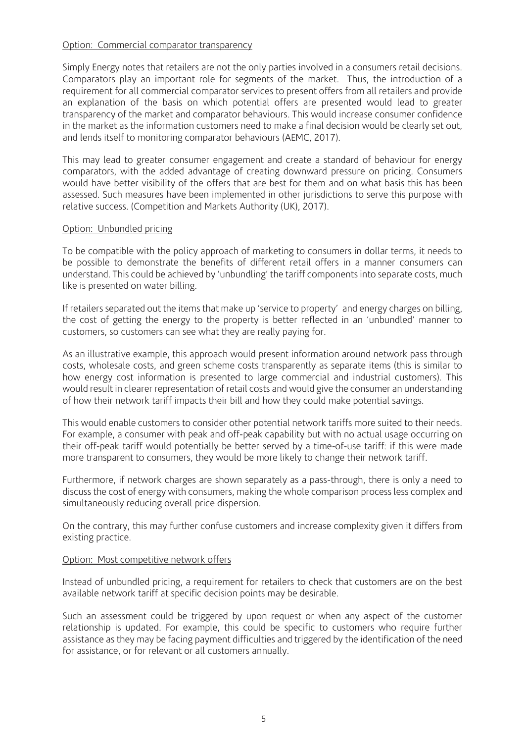Option: Commercial comparator transparency

Simply Energy notes that retailers are not the only parties involved in a consumers retail decisions. Comparators play an important role for segments of the market. Thus, the introduction of a requirement for all commercial comparator services to present offers from all retailers and provide an explanation of the basis on which potential offers are presented would lead to greater transparency of the market and comparator behaviours. This would increase consumer confidence in the market as the information customers need to make a final decision would be clearly set out, and lends itself to monitoring comparator behaviours (AEMC, 2017).

This may lead to greater consumer engagement and create a standard of behaviour for energy comparators, with the added advantage of creating downward pressure on pricing. Consumers would have better visibility of the offers that are best for them and on what basis this has been assessed. Such measures have been implemented in other jurisdictions to serve this purpose with relative success. (Competition and Markets Authority (UK), 2017).

Option: Unbundled pricing

To be compatible with the policy approach of marketing to consumers in dollar terms, it needs to be possible to demonstrate the benefits of different retail offers in a manner consumers can understand. This could be achieved by 'unbundling' the tariff components into separate costs, much like is presented on water billing.

If retailers separated out the items that make up 'service to property' and energy charges on billing, the cost of getting the energy to the property is better reflected in an 'unbundled' manner to customers, so customers can see what they are really paying for.

As an illustrative example, this approach would present information around network pass through costs, wholesale costs, and green scheme costs transparently as separate items (this is similar to how energy cost information is presented to large commercial and industrial customers). This would result in clearer representation of retail costs and would give the consumer an understanding of how their network tariff impacts their bill and how they could make potential savings.

This would enable customers to consider other potential network tariffs more suited to their needs. For example, a consumer with peak and off-peak capability but with no actual usage occurring on their off-peak tariff would potentially be better served by a time-of-use tariff: if this were made more transparent to consumers, they would be more likely to change their network tariff.

Furthermore, if network charges are shown separately as a pass-through, there is only a need to discuss the cost of energy with consumers, making the whole comparison process less complex and simultaneously reducing overall price dispersion.

On the contrary, this may further confuse customers and increase complexity given it differs from existing practice.

Option: Most competitive network offers

Instead of unbundled pricing, a requirement for retailers to check that customers are on the best available network tariff at specific decision points may be desirable.

Such an assessment could be triggered by upon request or when any aspect of the customer relationship is updated. For example, this could be specific to customers who require further assistance as they may be facing payment difficulties and triggered by the identification of the need for assistance, or for relevant or all customers annually.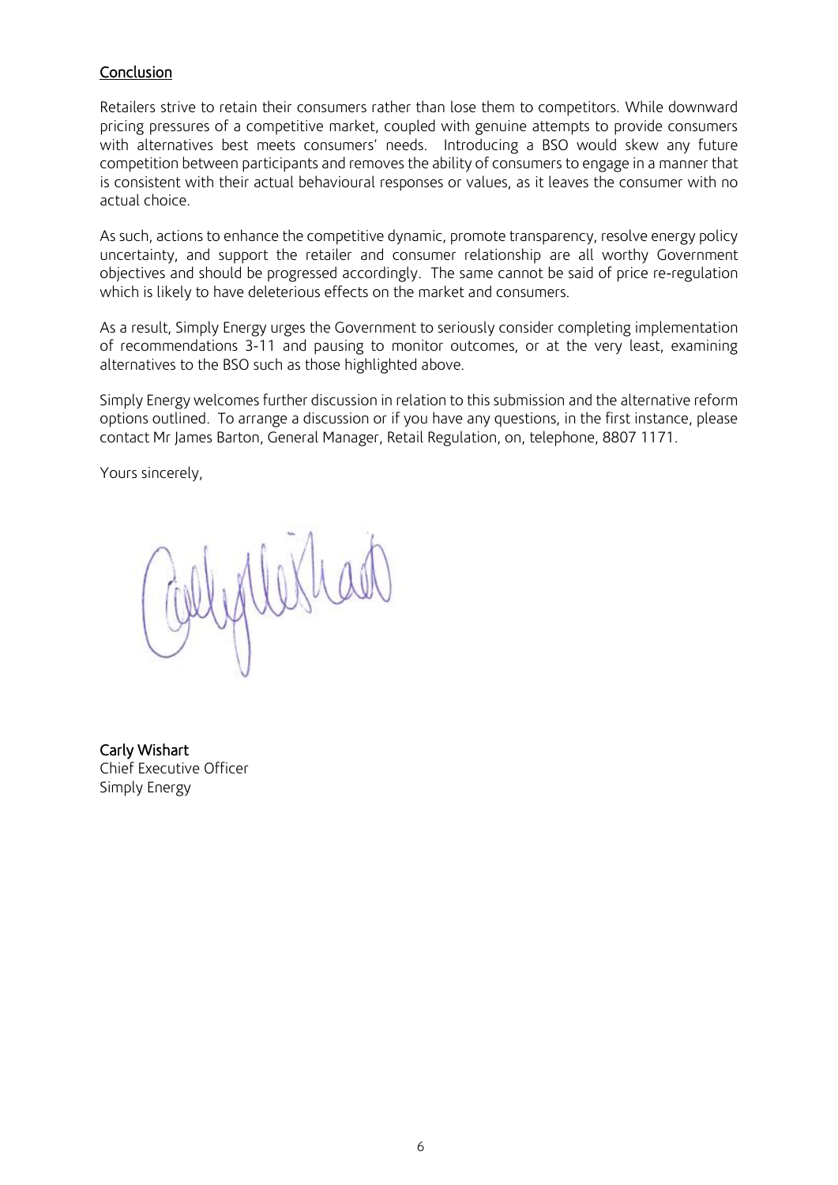## Conclusion

Retailers strive to retain their consumers rather than lose them to competitors. While downward pricing pressures of a competitive market, coupled with genuine attempts to provide consumers with alternatives best meets consumers' needs. Introducing a BSO would skew any future competition between participants and removes the ability of consumers to engage in a manner that is consistent with their actual behavioural responses or values, as it leaves the consumer with no actual choice.

As such, actions to enhance the competitive dynamic, promote transparency, resolve energy policy uncertainty, and support the retailer and consumer relationship are all worthy Government objectives and should be progressed accordingly. The same cannot be said of price re-regulation which is likely to have deleterious effects on the market and consumers.

As a result, Simply Energy urges the Government to seriously consider completing implementation of recommendations 3-11 and pausing to monitor outcomes, or at the very least, examining alternatives to the BSO such as those highlighted above.

Simply Energy welcomes further discussion in relation to this submission and the alternative reform options outlined. To arrange a discussion or if you have any questions, in the first instance, please contact Mr James Barton, General Manager, Retail Regulation, on, telephone, 8807 1171.

Yours sincerely,

**Carly Wishart**
Chief Executive Officer
Simply Energy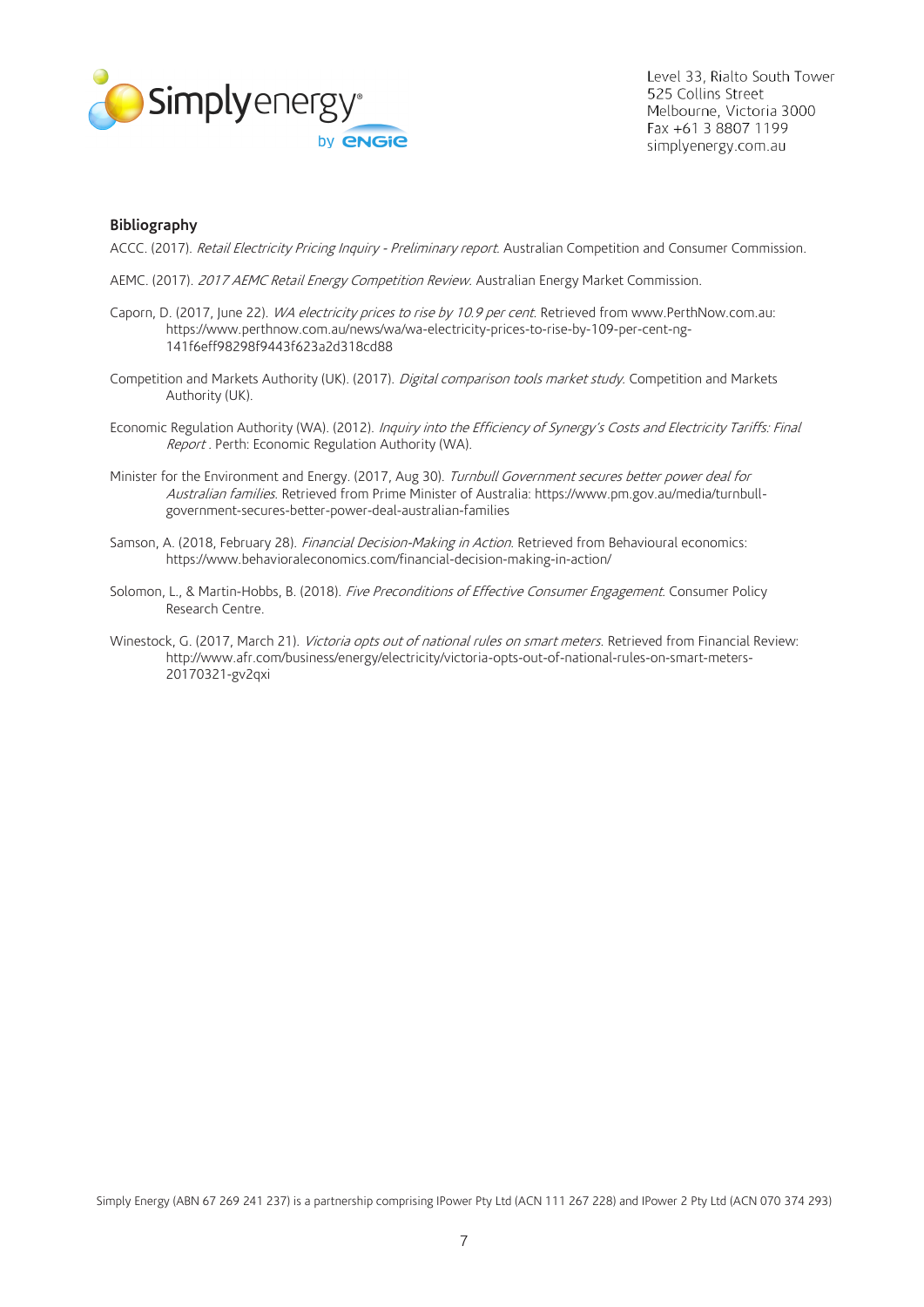### Bibliography

ACCC. (2017). *Retail Electricity Pricing Inquiry - Preliminary report*. Australian Competition and Consumer Commission.

AEMC. (2017). *2017 AEMC Retail Energy Competition Review*. Australian Energy Market Commission.

Caporn, D. (2017, June 22). *WA electricity prices to rise by 10.9 per cent*. Retrieved from www.PerthNow.com.au: https://www.perthnow.com.au/news/wa/wa-electricity-prices-to-rise-by-109-per-cent-ng-141f6eff98298f9443f623a2d318cd88

Competition and Markets Authority (UK). (2017). *Digital comparison tools market study*. Competition and Markets Authority (UK).

Economic Regulation Authority (WA). (2012). *Inquiry into the Efficiency of Synergy's Costs and Electricity Tariffs: Final Report* . Perth: Economic Regulation Authority (WA).

Minister for the Environment and Energy. (2017, Aug 30). *Turnbull Government secures better power deal for Australian families*. Retrieved from Prime Minister of Australia: https://www.pm.gov.au/media/turnbull-government-secures-better-power-deal-australian-families

Samson, A. (2018, February 28). *Financial Decision-Making in Action*. Retrieved from Behavioural economics: https://www.behavioraleconomics.com/financial-decision-making-in-action/

Solomon, L., & Martin-Hobbs, B. (2018). *Five Preconditions of Effective Consumer Engagement*. Consumer Policy Research Centre.

Winestock, G. (2017, March 21). *Victoria opts out of national rules on smart meters*. Retrieved from Financial Review: http://www.afr.com/business/energy/electricity/victoria-opts-out-of-national-rules-on-smart-meters-20170321-gv2qxi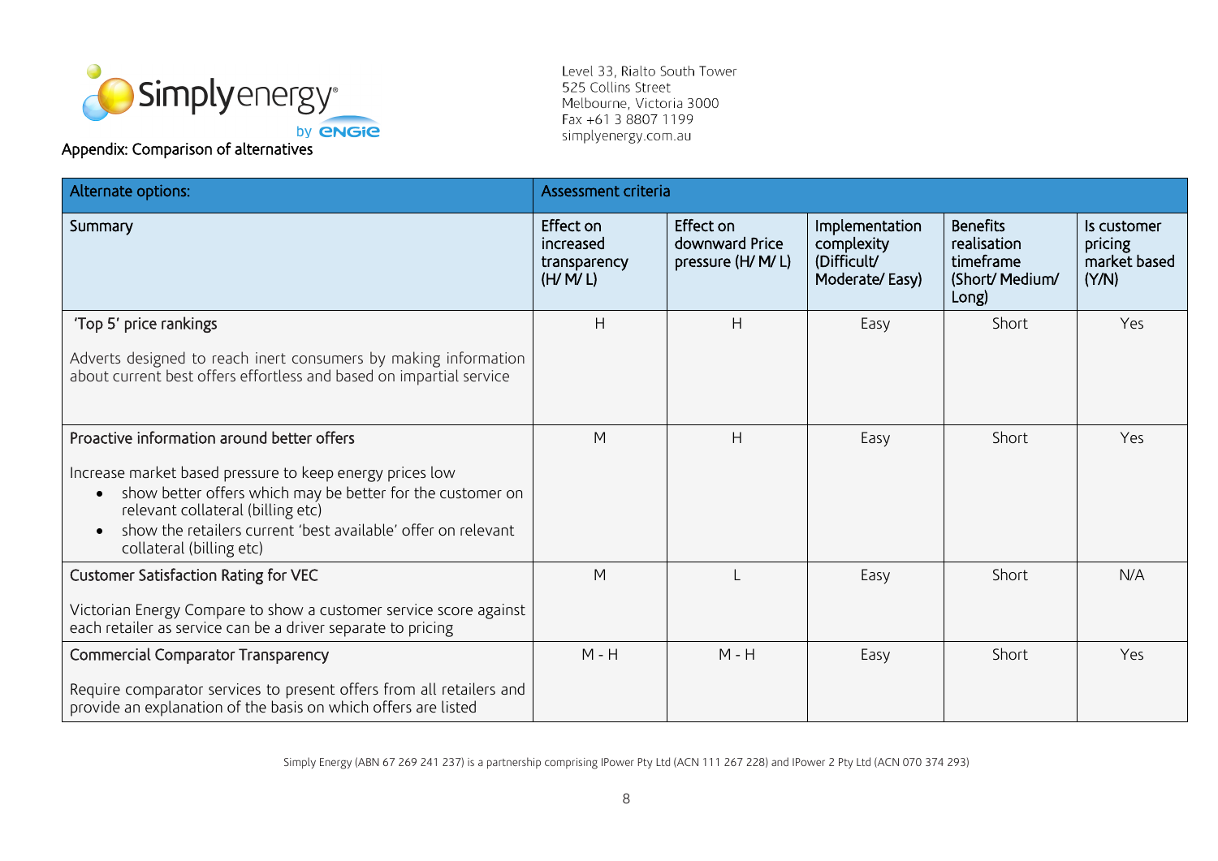Level 33, Rialto South Tower
525 Collins Street
Melbourne, Victoria 3000
Fax +61 3 8807 1199
simplyenergy.com.au

## Appendix: Comparison of alternatives

| Alternate options: | Assessment criteria | | | | |
|---|---|---|---|---|---|
| **Summary** | **Effect on increased transparency (H/ M/ L)** | **Effect on downward Price pressure (H/ M/ L)** | **Implementation complexity (Difficult/ Moderate/ Easy)** | **Benefits realisation timeframe (Short/ Medium/ Long)** | **Is customer pricing market based (Y/N)** |
| 'Top 5' price rankings<br><br>Adverts designed to reach inert consumers by making information about current best offers effortless and based on impartial service | H | H | Easy | Short | Yes |
| Proactive information around better offers<br><br>Increase market based pressure to keep energy prices low<br>• show better offers which may be better for the customer on relevant collateral (billing etc)<br>• show the retailers current 'best available' offer on relevant collateral (billing etc) | M | H | Easy | Short | Yes |
| Customer Satisfaction Rating for VEC<br><br>Victorian Energy Compare to show a customer service score against each retailer as service can be a driver separate to pricing | M | L | Easy | Short | N/A |
| Commercial Comparator Transparency<br><br>Require comparator services to present offers from all retailers and provide an explanation of the basis on which offers are listed | M - H | M - H | Easy | Short | Yes |

Simply Energy (ABN 67 269 241 237) is a partnership comprising IPower Pty Ltd (ACN 111 267 228) and IPower 2 Pty Ltd (ACN 070 374 293)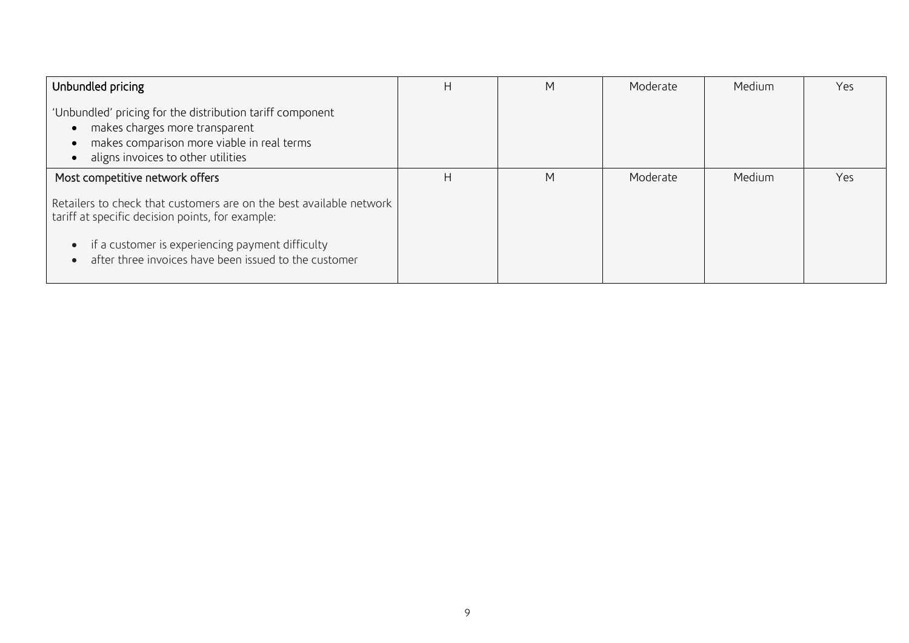| | | | | | |
|---|---|---|---|---|---|
| **Unbundled pricing**<br><br>'Unbundled' pricing for the distribution tariff component<br>• makes charges more transparent<br>• makes comparison more viable in real terms<br>• aligns invoices to other utilities | H | M | Moderate | Medium | Yes |
| **Most competitive network offers**<br><br>Retailers to check that customers are on the best available network tariff at specific decision points, for example:<br><br>• if a customer is experiencing payment difficulty<br>• after three invoices have been issued to the customer | H | M | Moderate | Medium | Yes |